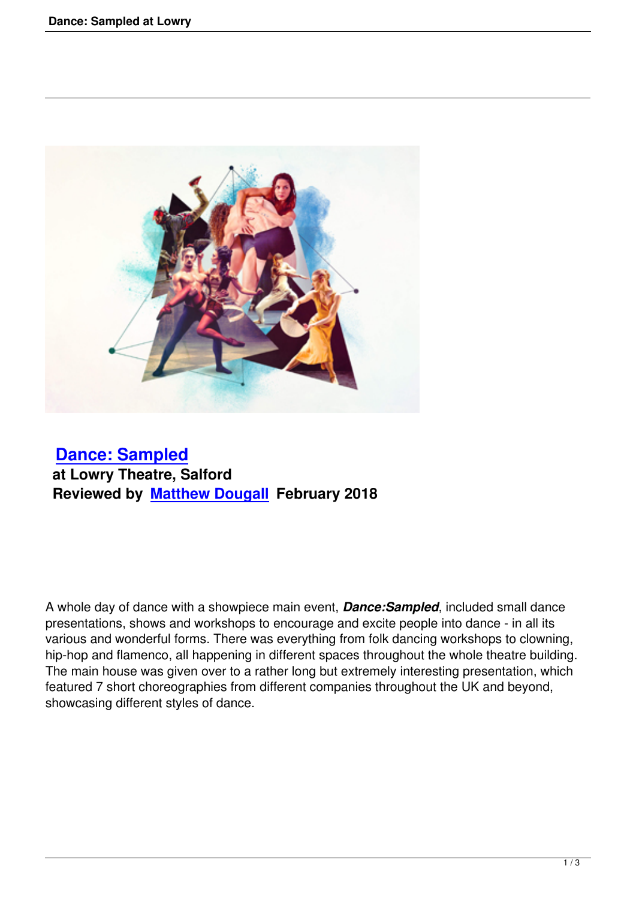# [Dance: Sampled](#)

**at Lowry Theatre, Salford**
**Reviewed by [Matthew Dougall](#) February 2018**

A whole day of dance with a showpiece main event, ***Dance:Sampled***, included small dance presentations, shows and workshops to encourage and excite people into dance - in all its various and wonderful forms. There was everything from folk dancing workshops to clowning, hip-hop and flamenco, all happening in different spaces throughout the whole theatre building. The main house was given over to a rather long but extremely interesting presentation, which featured 7 short choreographies from different companies throughout the UK and beyond, showcasing different styles of dance.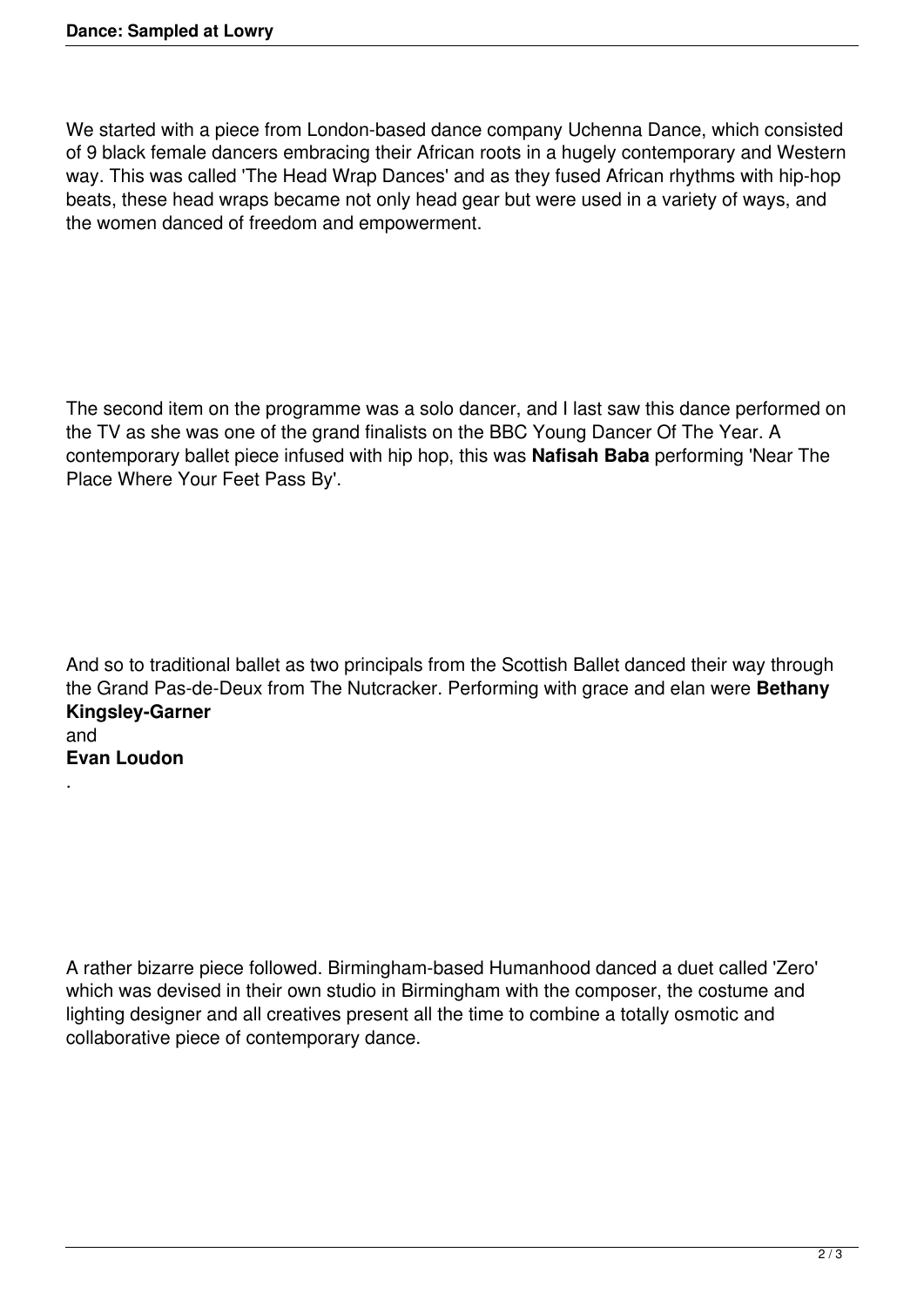We started with a piece from London-based dance company Uchenna Dance, which consisted of 9 black female dancers embracing their African roots in a hugely contemporary and Western way. This was called 'The Head Wrap Dances' and as they fused African rhythms with hip-hop beats, these head wraps became not only head gear but were used in a variety of ways, and the women danced of freedom and empowerment.

The second item on the programme was a solo dancer, and I last saw this dance performed on the TV as she was one of the grand finalists on the BBC Young Dancer Of The Year. A contemporary ballet piece infused with hip hop, this was **Nafisah Baba** performing 'Near The Place Where Your Feet Pass By'.

And so to traditional ballet as two principals from the Scottish Ballet danced their way through the Grand Pas-de-Deux from The Nutcracker. Performing with grace and elan were **Bethany Kingsley-Garner** and **Evan Loudon**.

A rather bizarre piece followed. Birmingham-based Humanhood danced a duet called 'Zero' which was devised in their own studio in Birmingham with the composer, the costume and lighting designer and all creatives present all the time to combine a totally osmotic and collaborative piece of contemporary dance.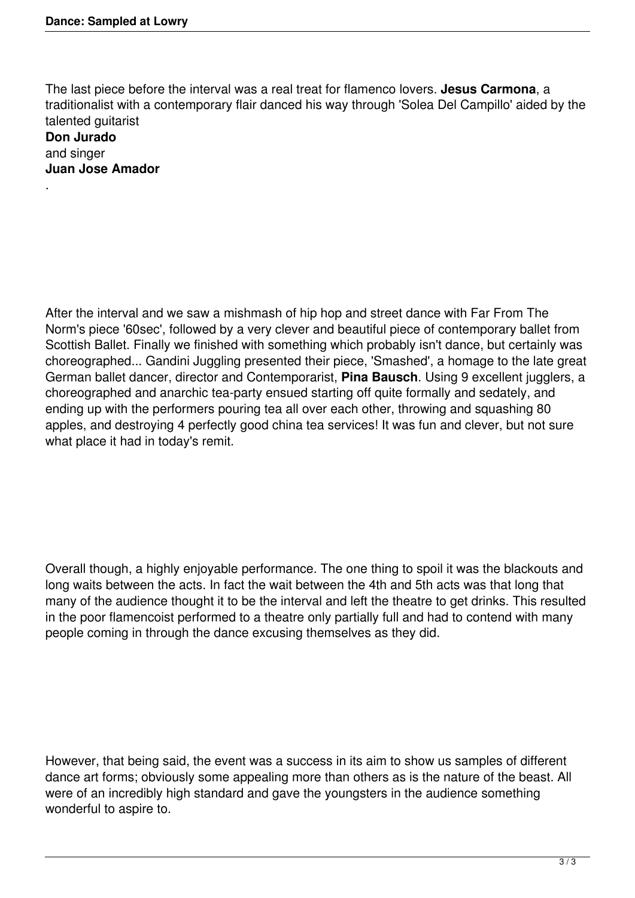The last piece before the interval was a real treat for flamenco lovers. **Jesus Carmona**, a traditionalist with a contemporary flair danced his way through 'Solea Del Campillo' aided by the talented guitarist **Don Jurado** and singer **Juan Jose Amador**.

After the interval and we saw a mishmash of hip hop and street dance with Far From The Norm's piece '60sec', followed by a very clever and beautiful piece of contemporary ballet from Scottish Ballet. Finally we finished with something which probably isn't dance, but certainly was choreographed... Gandini Juggling presented their piece, 'Smashed', a homage to the late great German ballet dancer, director and Contemporarist, **Pina Bausch**. Using 9 excellent jugglers, a choreographed and anarchic tea-party ensued starting off quite formally and sedately, and ending up with the performers pouring tea all over each other, throwing and squashing 80 apples, and destroying 4 perfectly good china tea services! It was fun and clever, but not sure what place it had in today's remit.

Overall though, a highly enjoyable performance. The one thing to spoil it was the blackouts and long waits between the acts. In fact the wait between the 4th and 5th acts was that long that many of the audience thought it to be the interval and left the theatre to get drinks. This resulted in the poor flamencoist performed to a theatre only partially full and had to contend with many people coming in through the dance excusing themselves as they did.

However, that being said, the event was a success in its aim to show us samples of different dance art forms; obviously some appealing more than others as is the nature of the beast. All were of an incredibly high standard and gave the youngsters in the audience something wonderful to aspire to.